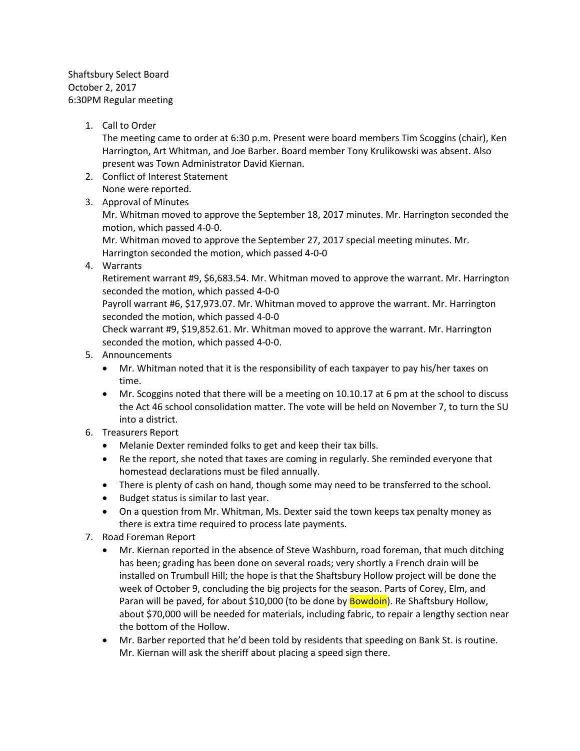Shaftsbury Select Board
October 2, 2017
6:30PM Regular meeting

1. Call to Order
   The meeting came to order at 6:30 p.m. Present were board members Tim Scoggins (chair), Ken Harrington, Art Whitman, and Joe Barber. Board member Tony Krulikowski was absent. Also present was Town Administrator David Kiernan.
2. Conflict of Interest Statement
   None were reported.
3. Approval of Minutes
   Mr. Whitman moved to approve the September 18, 2017 minutes. Mr. Harrington seconded the motion, which passed 4-0-0.
   Mr. Whitman moved to approve the September 27, 2017 special meeting minutes. Mr. Harrington seconded the motion, which passed 4-0-0
4. Warrants
   Retirement warrant #9, $6,683.54. Mr. Whitman moved to approve the warrant. Mr. Harrington seconded the motion, which passed 4-0-0
   Payroll warrant #6, $17,973.07. Mr. Whitman moved to approve the warrant. Mr. Harrington seconded the motion, which passed 4-0-0
   Check warrant #9, $19,852.61. Mr. Whitman moved to approve the warrant. Mr. Harrington seconded the motion, which passed 4-0-0.
5. Announcements
   - Mr. Whitman noted that it is the responsibility of each taxpayer to pay his/her taxes on time.
   - Mr. Scoggins noted that there will be a meeting on 10.10.17 at 6 pm at the school to discuss the Act 46 school consolidation matter. The vote will be held on November 7, to turn the SU into a district.
6. Treasurers Report
   - Melanie Dexter reminded folks to get and keep their tax bills.
   - Re the report, she noted that taxes are coming in regularly. She reminded everyone that homestead declarations must be filed annually.
   - There is plenty of cash on hand, though some may need to be transferred to the school.
   - Budget status is similar to last year.
   - On a question from Mr. Whitman, Ms. Dexter said the town keeps tax penalty money as there is extra time required to process late payments.
7. Road Foreman Report
   - Mr. Kiernan reported in the absence of Steve Washburn, road foreman, that much ditching has been; grading has been done on several roads; very shortly a French drain will be installed on Trumbull Hill; the hope is that the Shaftsbury Hollow project will be done the week of October 9, concluding the big projects for the season. Parts of Corey, Elm, and Paran will be paved, for about $10,000 (to be done by Bowdoin). Re Shaftsbury Hollow, about $70,000 will be needed for materials, including fabric, to repair a lengthy section near the bottom of the Hollow.
   - Mr. Barber reported that he'd been told by residents that speeding on Bank St. is routine. Mr. Kiernan will ask the sheriff about placing a speed sign there.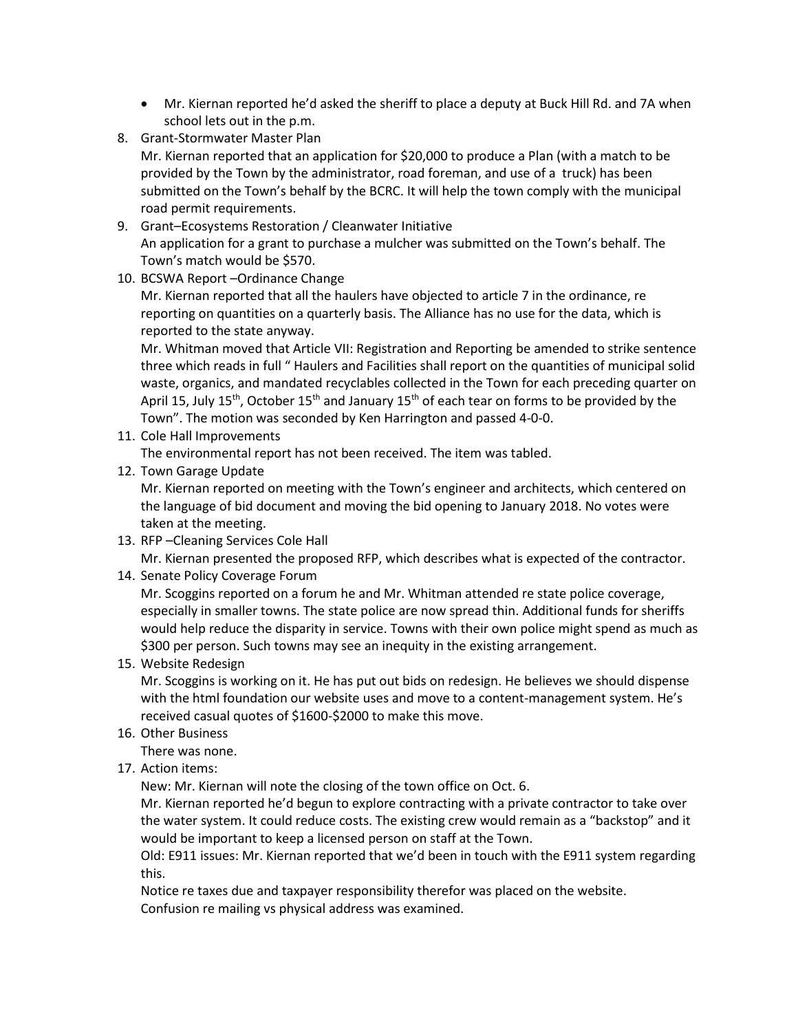- Mr. Kiernan reported he'd asked the sheriff to place a deputy at Buck Hill Rd. and 7A when school lets out in the p.m.

8. Grant-Stormwater Master Plan
   Mr. Kiernan reported that an application for $20,000 to produce a Plan (with a match to be provided by the Town by the administrator, road foreman, and use of a truck) has been submitted on the Town's behalf by the BCRC. It will help the town comply with the municipal road permit requirements.
9. Grant–Ecosystems Restoration / Cleanwater Initiative
   An application for a grant to purchase a mulcher was submitted on the Town's behalf. The Town's match would be $570.
10. BCSWA Report –Ordinance Change
    Mr. Kiernan reported that all the haulers have objected to article 7 in the ordinance, re reporting on quantities on a quarterly basis. The Alliance has no use for the data, which is reported to the state anyway.
    Mr. Whitman moved that Article VII: Registration and Reporting be amended to strike sentence three which reads in full " Haulers and Facilities shall report on the quantities of municipal solid waste, organics, and mandated recyclables collected in the Town for each preceding quarter on April 15, July 15th, October 15th and January 15th of each tear on forms to be provided by the Town". The motion was seconded by Ken Harrington and passed 4-0-0.
11. Cole Hall Improvements
    The environmental report has not been received. The item was tabled.
12. Town Garage Update
    Mr. Kiernan reported on meeting with the Town's engineer and architects, which centered on the language of bid document and moving the bid opening to January 2018. No votes were taken at the meeting.
13. RFP –Cleaning Services Cole Hall
    Mr. Kiernan presented the proposed RFP, which describes what is expected of the contractor.
14. Senate Policy Coverage Forum
    Mr. Scoggins reported on a forum he and Mr. Whitman attended re state police coverage, especially in smaller towns. The state police are now spread thin. Additional funds for sheriffs would help reduce the disparity in service. Towns with their own police might spend as much as $300 per person. Such towns may see an inequity in the existing arrangement.
15. Website Redesign
    Mr. Scoggins is working on it. He has put out bids on redesign. He believes we should dispense with the html foundation our website uses and move to a content-management system. He's received casual quotes of $1600-$2000 to make this move.
16. Other Business
    There was none.
17. Action items:
    New: Mr. Kiernan will note the closing of the town office on Oct. 6.
    Mr. Kiernan reported he'd begun to explore contracting with a private contractor to take over the water system. It could reduce costs. The existing crew would remain as a "backstop" and it would be important to keep a licensed person on staff at the Town.
    Old: E911 issues: Mr. Kiernan reported that we'd been in touch with the E911 system regarding this.
    Notice re taxes due and taxpayer responsibility therefor was placed on the website.
    Confusion re mailing vs physical address was examined.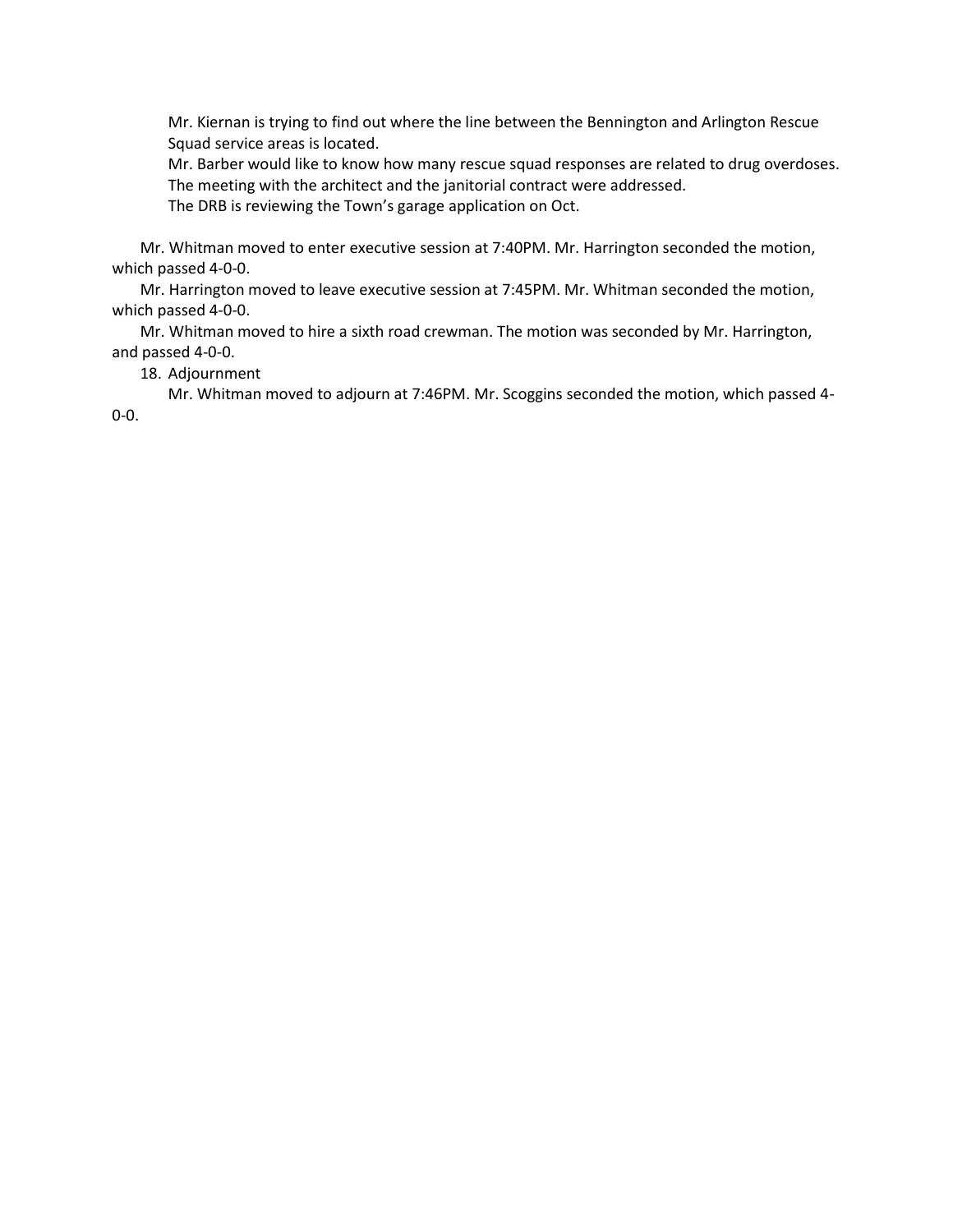Mr. Kiernan is trying to find out where the line between the Bennington and Arlington Rescue Squad service areas is located.

Mr. Barber would like to know how many rescue squad responses are related to drug overdoses.

The meeting with the architect and the janitorial contract were addressed.

The DRB is reviewing the Town's garage application on Oct.

Mr. Whitman moved to enter executive session at 7:40PM. Mr. Harrington seconded the motion, which passed 4-0-0.

Mr. Harrington moved to leave executive session at 7:45PM. Mr. Whitman seconded the motion, which passed 4-0-0.

Mr. Whitman moved to hire a sixth road crewman. The motion was seconded by Mr. Harrington, and passed 4-0-0.

18. Adjournment

Mr. Whitman moved to adjourn at 7:46PM. Mr. Scoggins seconded the motion, which passed 4-0-0.